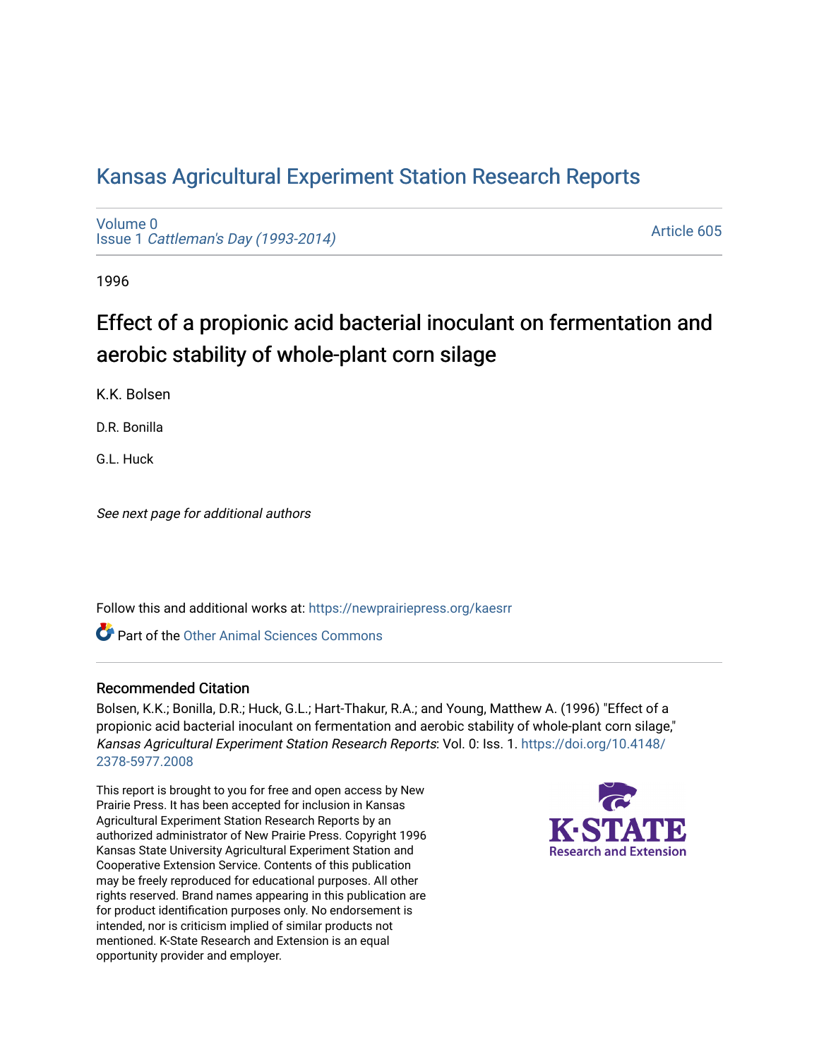# Kansas Agricultural Experiment Station Research Reports

Volume 0
Issue 1 *Cattleman's Day (1993-2014)*

Article 605

1996

## Effect of a propionic acid bacterial inoculant on fermentation and aerobic stability of whole-plant corn silage

K.K. Bolsen

D.R. Bonilla

G.L. Huck

*See next page for additional authors*

Follow this and additional works at: https://newprairiepress.org/kaesrr

Part of the Other Animal Sciences Commons

### Recommended Citation

Bolsen, K.K.; Bonilla, D.R.; Huck, G.L.; Hart-Thakur, R.A.; and Young, Matthew A. (1996) "Effect of a propionic acid bacterial inoculant on fermentation and aerobic stability of whole-plant corn silage," *Kansas Agricultural Experiment Station Research Reports*: Vol. 0: Iss. 1. https://doi.org/10.4148/2378-5977.2008

This report is brought to you for free and open access by New Prairie Press. It has been accepted for inclusion in Kansas Agricultural Experiment Station Research Reports by an authorized administrator of New Prairie Press. Copyright 1996 Kansas State University Agricultural Experiment Station and Cooperative Extension Service. Contents of this publication may be freely reproduced for educational purposes. All other rights reserved. Brand names appearing in this publication are for product identification purposes only. No endorsement is intended, nor is criticism implied of similar products not mentioned. K-State Research and Extension is an equal opportunity provider and employer.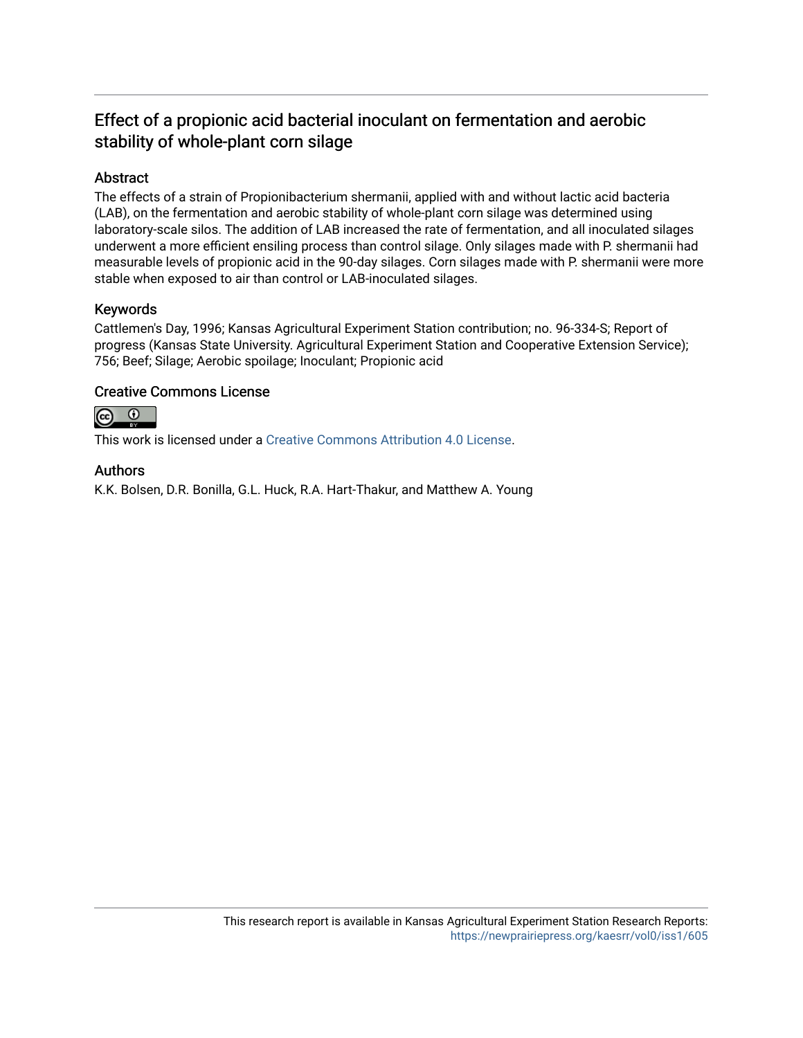## Effect of a propionic acid bacterial inoculant on fermentation and aerobic stability of whole-plant corn silage

### Abstract

The effects of a strain of Propionibacterium shermanii, applied with and without lactic acid bacteria (LAB), on the fermentation and aerobic stability of whole-plant corn silage was determined using laboratory-scale silos. The addition of LAB increased the rate of fermentation, and all inoculated silages underwent a more efficient ensiling process than control silage. Only silages made with P. shermanii had measurable levels of propionic acid in the 90-day silages. Corn silages made with P. shermanii were more stable when exposed to air than control or LAB-inoculated silages.

### Keywords

Cattlemen's Day, 1996; Kansas Agricultural Experiment Station contribution; no. 96-334-S; Report of progress (Kansas State University. Agricultural Experiment Station and Cooperative Extension Service); 756; Beef; Silage; Aerobic spoilage; Inoculant; Propionic acid

### Creative Commons License

This work is licensed under a Creative Commons Attribution 4.0 License.

### Authors

K.K. Bolsen, D.R. Bonilla, G.L. Huck, R.A. Hart-Thakur, and Matthew A. Young

This research report is available in Kansas Agricultural Experiment Station Research Reports: https://newprairiepress.org/kaesrr/vol0/iss1/605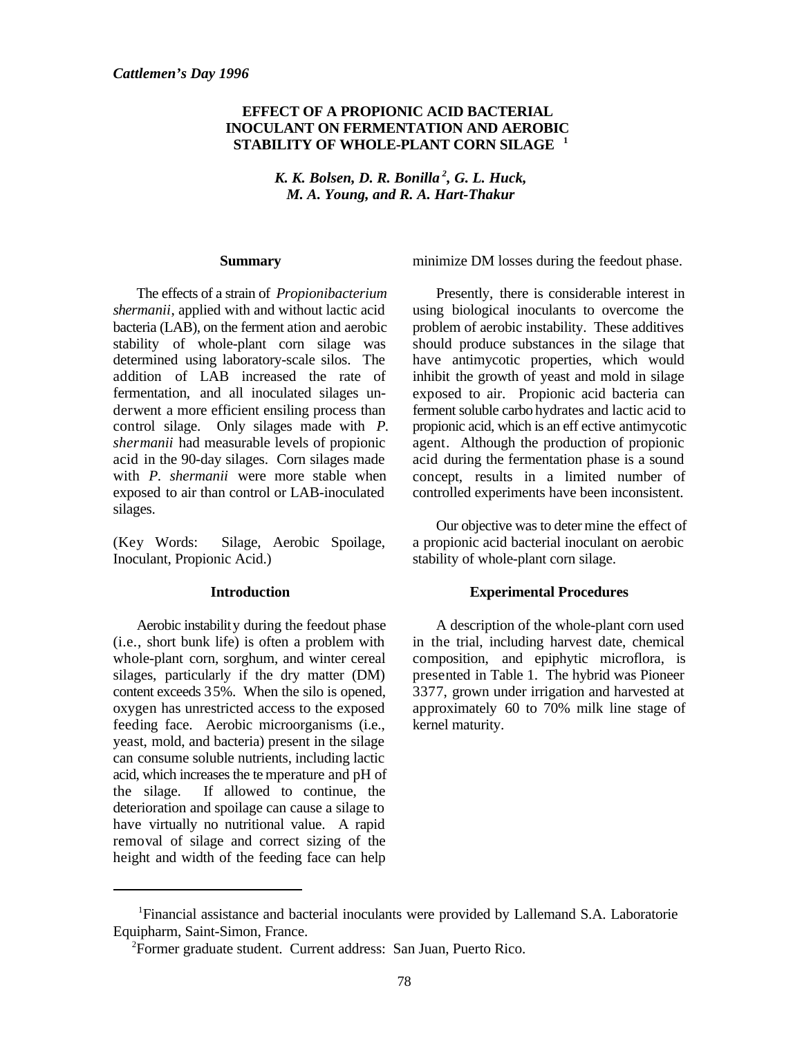*Cattlemen's Day 1996*

# EFFECT OF A PROPIONIC ACID BACTERIAL INOCULANT ON FERMENTATION AND AEROBIC STABILITY OF WHOLE-PLANT CORN SILAGE [1]

***K. K. Bolsen, D. R. Bonilla [2], G. L. Huck, M. A. Young, and R. A. Hart-Thakur***

## Summary

The effects of a strain of *Propionibacterium shermanii*, applied with and without lactic acid bacteria (LAB), on the fermentation and aerobic stability of whole-plant corn silage was determined using laboratory-scale silos. The addition of LAB increased the rate of fermentation, and all inoculated silages underwent a more efficient ensiling process than control silage. Only silages made with *P. shermanii* had measurable levels of propionic acid in the 90-day silages. Corn silages made with *P. shermanii* were more stable when exposed to air than control or LAB-inoculated silages.

(Key Words: Silage, Aerobic Spoilage, Inoculant, Propionic Acid.)

## Introduction

Aerobic instability during the feedout phase (i.e., short bunk life) is often a problem with whole-plant corn, sorghum, and winter cereal silages, particularly if the dry matter (DM) content exceeds 35%. When the silo is opened, oxygen has unrestricted access to the exposed feeding face. Aerobic microorganisms (i.e., yeast, mold, and bacteria) present in the silage can consume soluble nutrients, including lactic acid, which increases the temperature and pH of the silage. If allowed to continue, the deterioration and spoilage can cause a silage to have virtually no nutritional value. A rapid removal of silage and correct sizing of the height and width of the feeding face can help minimize DM losses during the feedout phase.

Presently, there is considerable interest in using biological inoculants to overcome the problem of aerobic instability. These additives should produce substances in the silage that have antimycotic properties, which would inhibit the growth of yeast and mold in silage exposed to air. Propionic acid bacteria can ferment soluble carbohydrates and lactic acid to propionic acid, which is an effective antimycotic agent. Although the production of propionic acid during the fermentation phase is a sound concept, results in a limited number of controlled experiments have been inconsistent.

Our objective was to determine the effect of a propionic acid bacterial inoculant on aerobic stability of whole-plant corn silage.

## Experimental Procedures

A description of the whole-plant corn used in the trial, including harvest date, chemical composition, and epiphytic microflora, is presented in Table 1. The hybrid was Pioneer 3377, grown under irrigation and harvested at approximately 60 to 70% milk line stage of kernel maturity.

---

[1] Financial assistance and bacterial inoculants were provided by Lallemand S.A. Laboratorie Equipharm, Saint-Simon, France.

[2] Former graduate student. Current address: San Juan, Puerto Rico.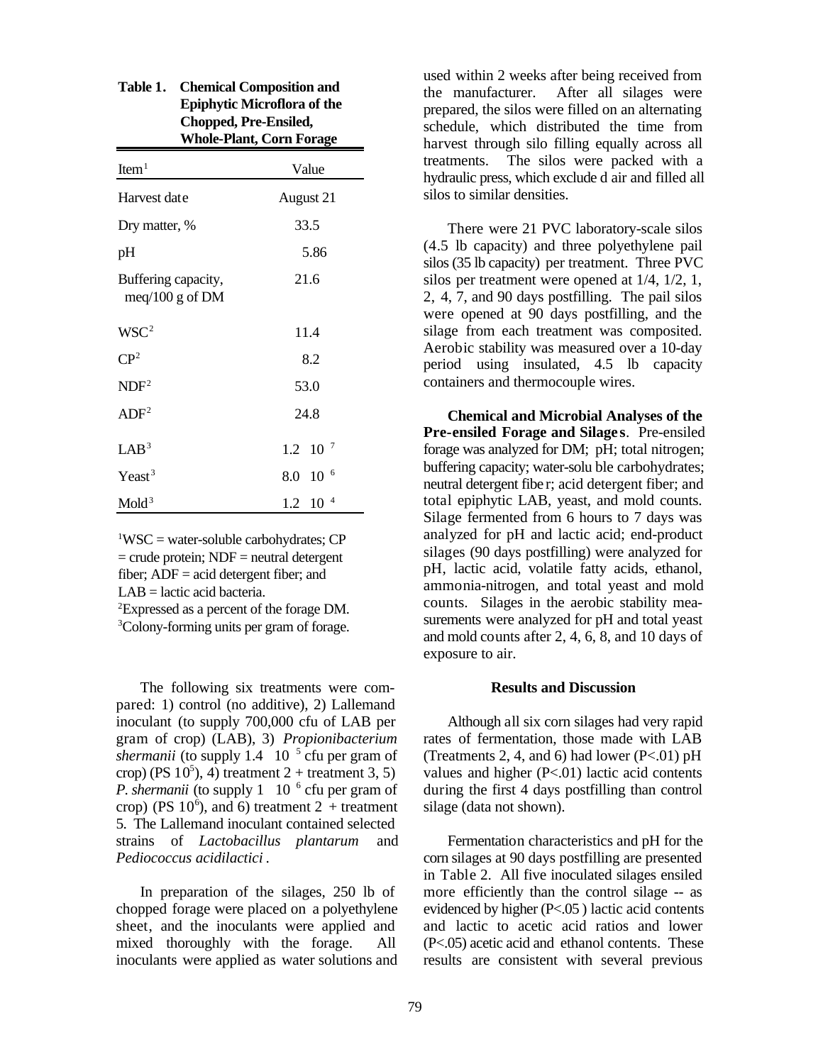**Table 1. Chemical Composition and Epiphytic Microflora of the Chopped, Pre-Ensiled, Whole-Plant, Corn Forage**

| Item[1] | Value |
|---|---|
| Harvest date | August 21 |
| Dry matter, % | 33.5 |
| pH | 5.86 |
| Buffering capacity, meq/100 g of DM | 21.6 |
| WSC[2] | 11.4 |
| CP[2] | 8.2 |
| NDF[2] | 53.0 |
| ADF[2] | 24.8 |
| LAB[3] | $1.2 \times 10^7$ |
| Yeast[3] | $8.0 \times 10^6$ |
| Mold[3] | $1.2 \times 10^4$ |

[1]WSC = water-soluble carbohydrates; CP = crude protein; NDF = neutral detergent fiber; ADF = acid detergent fiber; and LAB = lactic acid bacteria.
[2]Expressed as a percent of the forage DM.
[3]Colony-forming units per gram of forage.

The following six treatments were compared: 1) control (no additive), 2) Lallemand inoculant (to supply 700,000 cfu of LAB per gram of crop) (LAB), 3) *Propionibacterium shermanii* (to supply $1.4 \times 10^5$ cfu per gram of crop) (PS $10^5$), 4) treatment 2 + treatment 3, 5) *P. shermanii* (to supply $1 \times 10^6$ cfu per gram of crop) (PS $10^6$), and 6) treatment 2 + treatment 5. The Lallemand inoculant contained selected strains of *Lactobacillus plantarum* and *Pediococcus acidilactici*.

In preparation of the silages, 250 lb of chopped forage were placed on a polyethylene sheet, and the inoculants were applied and mixed thoroughly with the forage. All inoculants were applied as water solutions and used within 2 weeks after being received from the manufacturer. After all silages were prepared, the silos were filled on an alternating schedule, which distributed the time from harvest through silo filling equally across all treatments. The silos were packed with a hydraulic press, which exclude d air and filled all silos to similar densities.

There were 21 PVC laboratory-scale silos (4.5 lb capacity) and three polyethylene pail silos (35 lb capacity) per treatment. Three PVC silos per treatment were opened at 1/4, 1/2, 1, 2, 4, 7, and 90 days postfilling. The pail silos were opened at 90 days postfilling, and the silage from each treatment was composited. Aerobic stability was measured over a 10-day period using insulated, 4.5 lb capacity containers and thermocouple wires.

**Chemical and Microbial Analyses of the Pre-ensiled Forage and Silages**. Pre-ensiled forage was analyzed for DM; pH; total nitrogen; buffering capacity; water-soluble carbohydrates; neutral detergent fiber; acid detergent fiber; and total epiphytic LAB, yeast, and mold counts. Silage fermented from 6 hours to 7 days was analyzed for pH and lactic acid; end-product silages (90 days postfilling) were analyzed for pH, lactic acid, volatile fatty acids, ethanol, ammonia-nitrogen, and total yeast and mold counts. Silages in the aerobic stability measurements were analyzed for pH and total yeast and mold counts after 2, 4, 6, 8, and 10 days of exposure to air.

## Results and Discussion

Although all six corn silages had very rapid rates of fermentation, those made with LAB (Treatments 2, 4, and 6) had lower ($P<.01$) pH values and higher ($P<.01$) lactic acid contents during the first 4 days postfilling than control silage (data not shown).

Fermentation characteristics and pH for the corn silages at 90 days postfilling are presented in Table 2. All five inoculated silages ensiled more efficiently than the control silage -- as evidenced by higher ($P<.05$) lactic acid contents and lactic to acetic acid ratios and lower ($P<.05$) acetic acid and ethanol contents. These results are consistent with several previous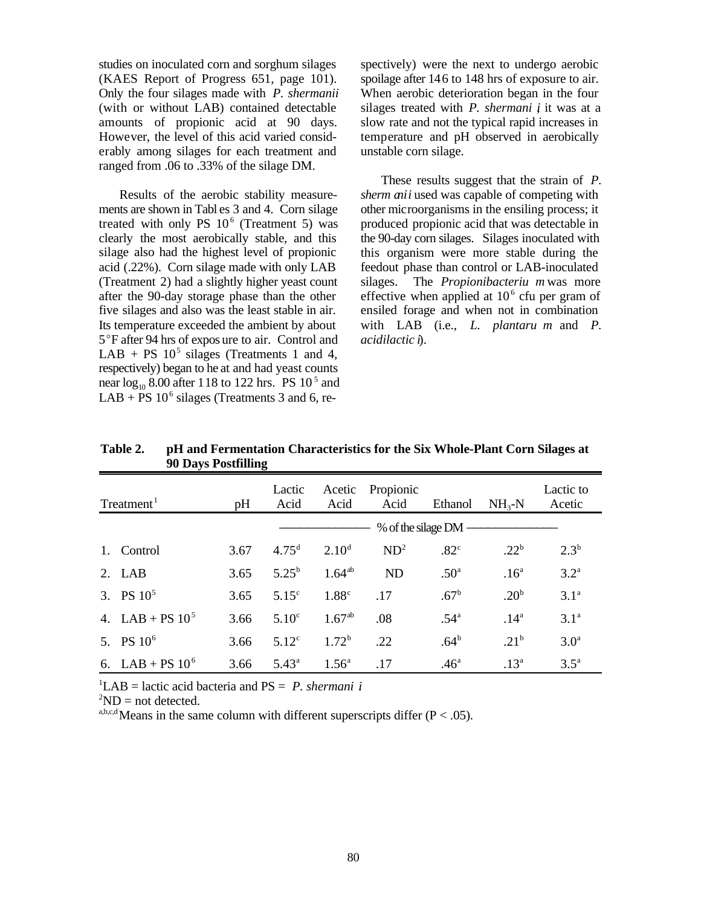studies on inoculated corn and sorghum silages (KAES Report of Progress 651, page 101). Only the four silages made with *P. shermanii* (with or without LAB) contained detectable amounts of propionic acid at 90 days. However, the level of this acid varied considerably among silages for each treatment and ranged from .06 to .33% of the silage DM.

Results of the aerobic stability measurements are shown in Tables 3 and 4. Corn silage treated with only PS $10^6$ (Treatment 5) was clearly the most aerobically stable, and this silage also had the highest level of propionic acid (.22%). Corn silage made with only LAB (Treatment 2) had a slightly higher yeast count after the 90-day storage phase than the other five silages and also was the least stable in air. Its temperature exceeded the ambient by about 5°F after 94 hrs of exposure to air. Control and LAB + PS $10^5$ silages (Treatments 1 and 4, respectively) began to heat and had yeast counts near $\log_{10}$ 8.00 after 118 to 122 hrs. PS $10^5$ and LAB + PS $10^6$ silages (Treatments 3 and 6, respectively) were the next to undergo aerobic spoilage after 146 to 148 hrs of exposure to air. When aerobic deterioration began in the four silages treated with *P. shermanii*, it was at a slow rate and not the typical rapid increases in temperature and pH observed in aerobically unstable corn silage.

These results suggest that the strain of *P. shermanii* used was capable of competing with other microorganisms in the ensiling process; it produced propionic acid that was detectable in the 90-day corn silages. Silages inoculated with this organism were more stable during the feedout phase than control or LAB-inoculated silages. The *Propionibacterium* was more effective when applied at $10^6$ cfu per gram of ensiled forage and when not in combination with LAB (i.e., *L. plantarum* and *P. acidilactici*).

**Table 2. pH and Fermentation Characteristics for the Six Whole-Plant Corn Silages at 90 Days Postfilling**

| Treatment[1] | pH | Lactic Acid | Acetic Acid | Propionic Acid | Ethanol | $NH_3$-N | Lactic to Acetic |
|---|---|---|---|---|---|---|---|
| | | % of the silage DM | | | | | |
| 1. Control | 3.67 | 4.75[d] | 2.10[d] | ND[2] | .82[c] | .22[b] | 2.3[b] |
| 2. LAB | 3.65 | 5.25[b] | 1.64[ab] | ND | .50[a] | .16[a] | 3.2[a] |
| 3. PS $10^5$ | 3.65 | 5.15[c] | 1.88[c] | .17 | .67[b] | .20[b] | 3.1[a] |
| 4. LAB + PS $10^5$ | 3.66 | 5.10[c] | 1.67[ab] | .08 | .54[a] | .14[a] | 3.1[a] |
| 5. PS $10^6$ | 3.66 | 5.12[c] | 1.72[b] | .22 | .64[b] | .21[b] | 3.0[a] |
| 6. LAB + PS $10^6$ | 3.66 | 5.43[a] | 1.56[a] | .17 | .46[a] | .13[a] | 3.5[a] |

[1]LAB = lactic acid bacteria and PS = *P. shermanii*
[2]ND = not detected.
[a,b,c,d]Means in the same column with different superscripts differ ($P < .05$).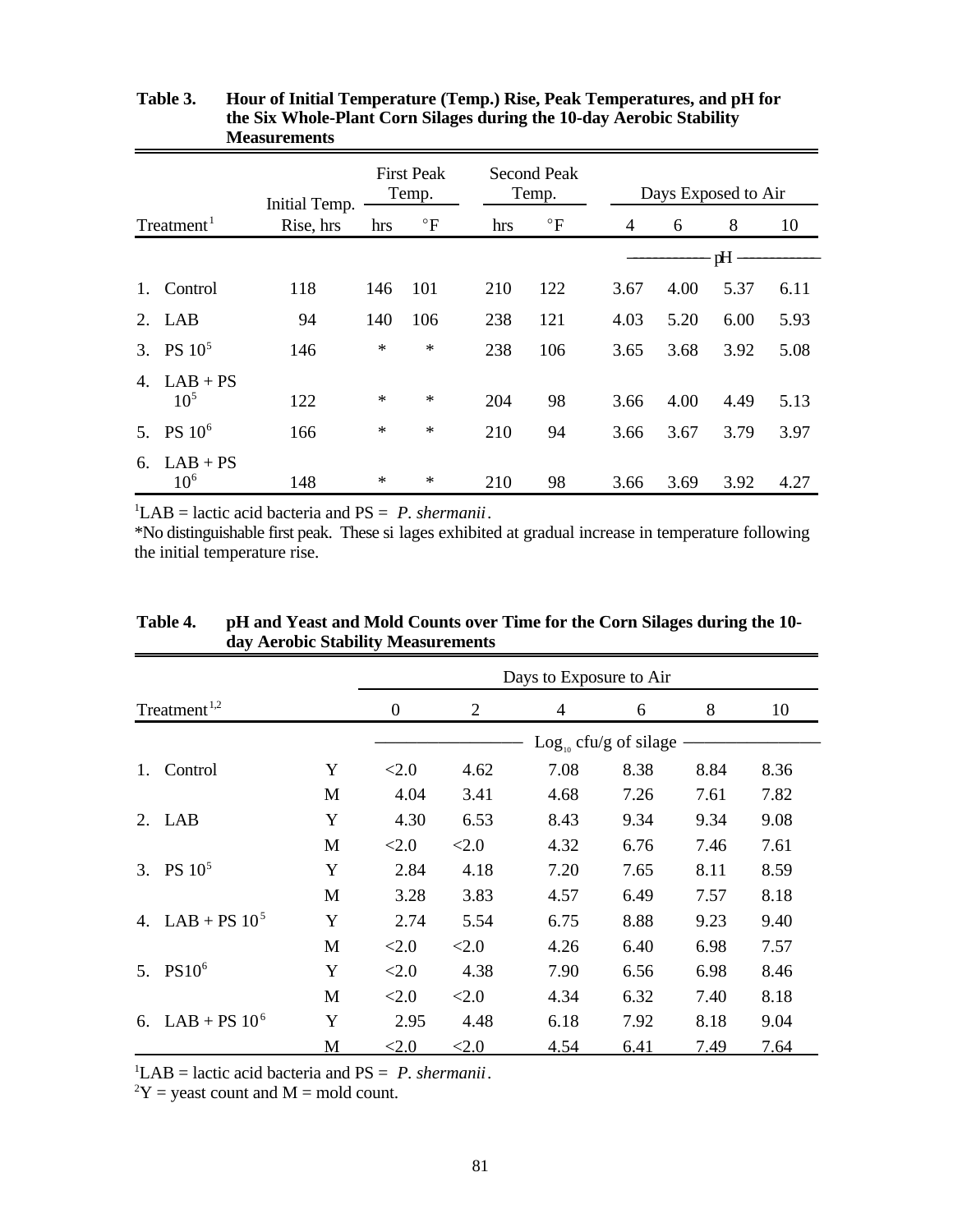**Table 3. Hour of Initial Temperature (Temp.) Rise, Peak Temperatures, and pH for the Six Whole-Plant Corn Silages during the 10-day Aerobic Stability Measurements**

| Treatment[1] | Initial Temp. Rise, hrs | First Peak Temp. | | Second Peak Temp. | | Days Exposed to Air | | | |
|---|---|---|---|---|---|---|---|---|---|
| | | hrs | °F | hrs | °F | 4 | 6 | 8 | 10 |
| | | | | | | pH | | | |
| 1. Control | 118 | 146 | 101 | 210 | 122 | 3.67 | 4.00 | 5.37 | 6.11 |
| 2. LAB | 94 | 140 | 106 | 238 | 121 | 4.03 | 5.20 | 6.00 | 5.93 |
| 3. PS $10^5$ | 146 | * | * | 238 | 106 | 3.65 | 3.68 | 3.92 | 5.08 |
| 4. LAB + PS $10^5$ | 122 | * | * | 204 | 98 | 3.66 | 4.00 | 4.49 | 5.13 |
| 5. PS $10^6$ | 166 | * | * | 210 | 94 | 3.66 | 3.67 | 3.79 | 3.97 |
| 6. LAB + PS $10^6$ | 148 | * | * | 210 | 98 | 3.66 | 3.69 | 3.92 | 4.27 |

[1]LAB = lactic acid bacteria and PS = *P. shermanii*.

*No distinguishable first peak. These si lages exhibited at gradual increase in temperature following the initial temperature rise.

**Table 4. pH and Yeast and Mold Counts over Time for the Corn Silages during the 10-day Aerobic Stability Measurements**

| Treatment[1,2] | | Days to Exposure to Air | | | | | |
|---|---|---|---|---|---|---|---|
| | | 0 | 2 | 4 | 6 | 8 | 10 |
| | | $Log_{10}$ cfu/g of silage | | | | | |
| 1. Control | Y | <2.0 | 4.62 | 7.08 | 8.38 | 8.84 | 8.36 |
| | M | 4.04 | 3.41 | 4.68 | 7.26 | 7.61 | 7.82 |
| 2. LAB | Y | 4.30 | 6.53 | 8.43 | 9.34 | 9.34 | 9.08 |
| | M | <2.0 | <2.0 | 4.32 | 6.76 | 7.46 | 7.61 |
| 3. PS $10^5$ | Y | 2.84 | 4.18 | 7.20 | 7.65 | 8.11 | 8.59 |
| | M | 3.28 | 3.83 | 4.57 | 6.49 | 7.57 | 8.18 |
| 4. LAB + PS $10^5$ | Y | 2.74 | 5.54 | 6.75 | 8.88 | 9.23 | 9.40 |
| | M | <2.0 | <2.0 | 4.26 | 6.40 | 6.98 | 7.57 |
| 5. PS$10^6$ | Y | <2.0 | 4.38 | 7.90 | 6.56 | 6.98 | 8.46 |
| | M | <2.0 | <2.0 | 4.34 | 6.32 | 7.40 | 8.18 |
| 6. LAB + PS $10^6$ | Y | 2.95 | 4.48 | 6.18 | 7.92 | 8.18 | 9.04 |
| | M | <2.0 | <2.0 | 4.54 | 6.41 | 7.49 | 7.64 |

[1]LAB = lactic acid bacteria and PS = *P. shermanii*.
[2]Y = yeast count and M = mold count.